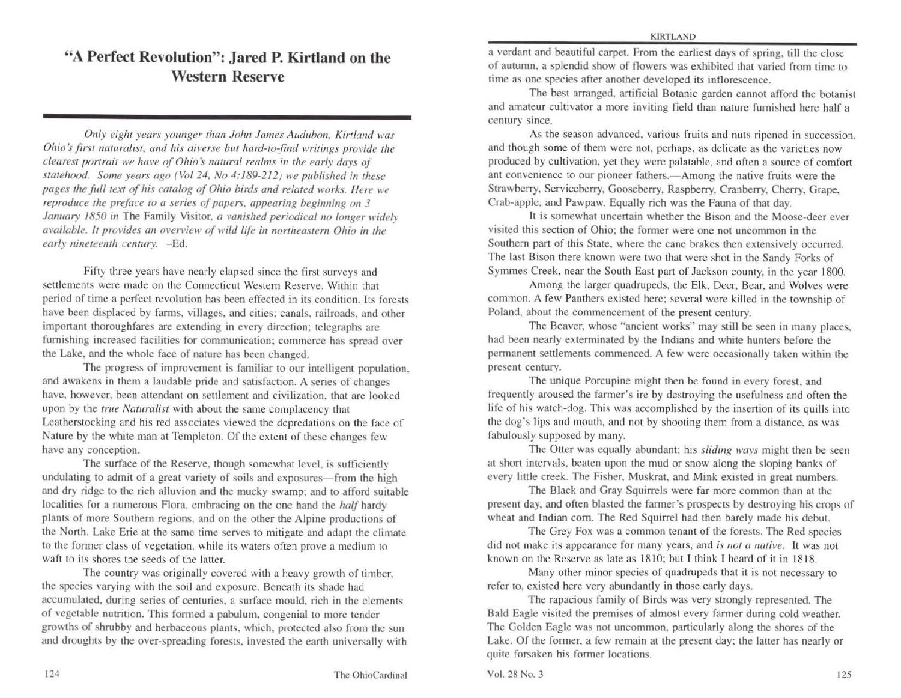# "A Perfect Revolution": Jared P. Kirtland on the Western Reserve

*Only eight years younger than John James Audubon, Kirtland was Ohio's first naturalist, and his diverse but hard-to-find writings provide the clearest portrait we have of Ohio's natural realms in the early days of statehood. Some years ago (Vol 24, No 4:189-212) we published in these pages the full text of his catalog of Ohio birds and related works. Here we reproduce the preface to a series of papers, appearing beginning on 3 January 1850 in* The Family Visitor, *a vanished periodical no longer widely available. It provides an overview of wild life in northeastern Ohio in the early nineteenth century.* –Ed.

Fifty three years have nearly elapsed since the first surveys and settlements were made on the Connecticut Western Reserve. Within that period of time a perfect revolution has been effected in its condition. Its forests have been displaced by farms, villages, and cities; canals, railroads, and other important thoroughfares are extending in every direction; telegraphs are furnishing increased facilities for communication; commerce has spread over the Lake, and the whole face of nature has been changed.

The progress of improvement is familiar to our intelligent population, and awakens in them a laudable pride and satisfaction. A series of changes have, however, been attendant on settlement and civilization, that are looked upon by the *true Naturalist* with about the same complacency that Leatherstocking and his red associates viewed the depredations on the face of Nature by the white man at Templeton. Of the extent of these changes few have any conception.

The surface of the Reserve, though somewhat level, is sufficiently undulating to admit of a great variety of soils and exposures—from the high and dry ridge to the rich alluvion and the mucky swamp; and to afford suitable localities for a numerous Flora, embracing on the one hand the *half* hardy plants of more Southern regions, and on the other the Alpine productions of the North. Lake Erie at the same time serves to mitigate and adapt the climate to the former class of vegetation, while its waters often prove a medium to waft to its shores the seeds of the latter.

The country was originally covered with a heavy growth of timber, the species varying with the soil and exposure. Beneath its shade had accumulated, during series of centuries, a surface mould, rich in the elements of vegetable nutrition. This formed a pabulum, congenial to more tender growths of shrubby and herbaceous plants, which, protected also from the sun and droughts by the over-spreading forests, invested the earth universally with a verdant and beautiful carpet. From the earliest days of spring, till the close of autumn, a splendid show of flowers was exhibited that varied from time to time as one species after another developed its inflorescence.

The best arranged, artificial Botanic garden cannot afford the botanist and amateur cultivator a more inviting field than nature furnished here half a century since.

As the season advanced, various fruits and nuts ripened in succession, and though some of them were not, perhaps, as delicate as the varieties now produced by cultivation, yet they were palatable, and often a source of comfort ant convenience to our pioneer fathers.—Among the native fruits were the Strawberry, Serviceberry, Gooseberry, Raspberry, Cranberry, Cherry, Grape, Crab-apple, and Pawpaw. Equally rich was the Fauna of that day.

It is somewhat uncertain whether the Bison and the Moose-deer ever visited this section of Ohio; the former were one not uncommon in the Southern part of this State, where the cane brakes then extensively occurred. The last Bison there known were two that were shot in the Sandy Forks of Symmes Creek, near the South East part of Jackson county, in the year 1800.

Among the larger quadrupeds, the Elk, Deer, Bear, and Wolves were common. A few Panthers existed here; several were killed in the township of Poland, about the commencement of the present century.

The Beaver, whose "ancient works" may still be seen in many places, had been nearly exterminated by the Indians and white hunters before the permanent settlements commenced. A few were occasionally taken within the present century.

The unique Porcupine might then be found in every forest, and frequently aroused the farmer's ire by destroying the usefulness and often the life of his watch-dog. This was accomplished by the insertion of its quills into the dog's lips and mouth, and not by shooting them from a distance, as was fabulously supposed by many.

The Otter was equally abundant; his *sliding ways* might then be seen at short intervals, beaten upon the mud or snow along the sloping banks of every little creek. The Fisher, Muskrat, and Mink existed in great numbers.

The Black and Gray Squirrels were far more common than at the present day, and often blasted the farmer's prospects by destroying his crops of wheat and Indian corn. The Red Squirrel had then barely made his debut.

The Grey Fox was a common tenant of the forests. The Red species did not make its appearance for many years, and *is not a native*. It was not known on the Reserve as late as 1810; but I think I heard of it in 1818.

Many other minor species of quadrupeds that it is not necessary to refer to, existed here very abundantly in those early days.

The rapacious family of Birds was very strongly represented. The Bald Eagle visited the premises of almost every farmer during cold weather. The Golden Eagle was not uncommon, particularly along the shores of the Lake. Of the former, a few remain at the present day; the latter has nearly or quite forsaken his former locations.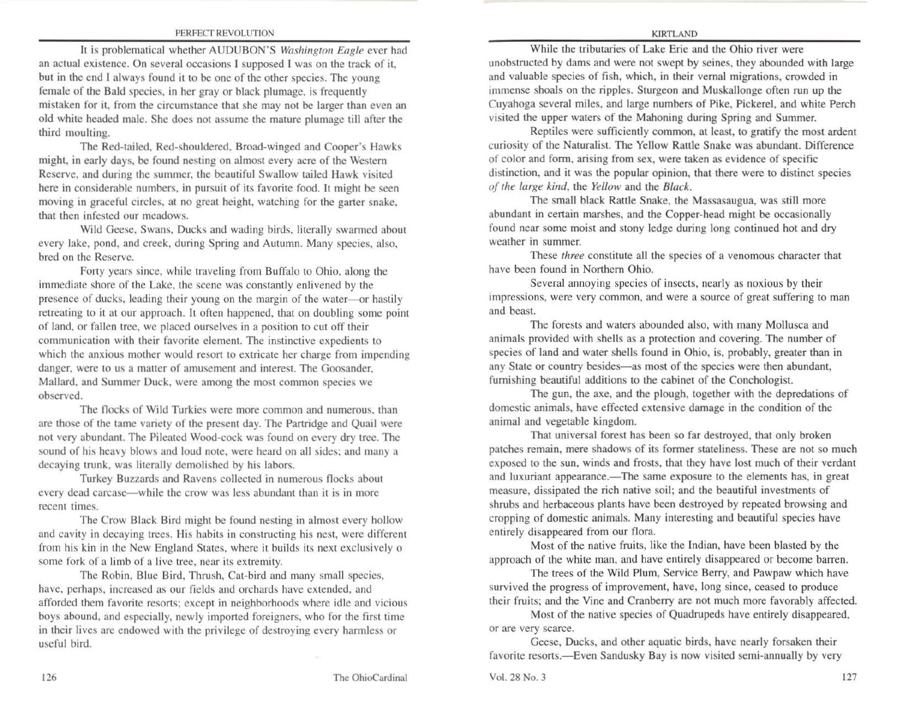It is problematical whether AUDUBON'S *Washington Eagle* ever had an actual existence. On several occasions I supposed I was on the track of it, but in the end I always found it to be one of the other species. The young female of the Bald species, in her gray or black plumage, is frequently mistaken for it, from the circumstance that she may not be larger than even an old white headed male. She does not assume the mature plumage till after the third moulting.

The Red-tailed, Red-shouldered, Broad-winged and Cooper's Hawks might, in early days, be found nesting on almost every acre of the Western Reserve, and during the summer, the beautiful Swallow tailed Hawk visited here in considerable numbers, in pursuit of its favorite food. It might be seen moving in graceful circles, at no great height, watching for the garter snake, that then infested our meadows.

Wild Geese, Swans, Ducks and wading birds, literally swarmed about every lake, pond, and creek, during Spring and Autumn. Many species, also, bred on the Reserve.

Forty years since, while traveling from Buffalo to Ohio, along the immediate shore of the Lake, the scene was constantly enlivened by the presence of ducks, leading their young on the margin of the water—or hastily retreating to it at our approach. It often happened, that on doubling some point of land, or fallen tree, we placed ourselves in a position to cut off their communication with their favorite element. The instinctive expedients to which the anxious mother would resort to extricate her charge from impending danger, were to us a matter of amusement and interest. The Goosander, Mallard, and Summer Duck, were among the most common species we observed.

The flocks of Wild Turkies were more common and numerous, than are those of the tame variety of the present day. The Partridge and Quail were not very abundant. The Pileated Wood-cock was found on every dry tree. The sound of his heavy blows and loud note, were heard on all sides; and many a decaying trunk, was literally demolished by his labors.

Turkey Buzzards and Ravens collected in numerous flocks about every dead carcase—while the crow was less abundant than it is in more recent times.

The Crow Black Bird might be found nesting in almost every hollow and cavity in decaying trees. His habits in constructing his nest, were different from his kin in the New England States, where it builds its next exclusively o some fork of a limb of a live tree, near its extremity.

The Robin, Blue Bird, Thrush, Cat-bird and many small species, have, perhaps, increased as our fields and orchards have extended, and afforded them favorite resorts; except in neighborhoods where idle and vicious boys abound, and especially, newly imported foreigners, who for the first time in their lives are endowed with the privilege of destroying every harmless or useful bird.

While the tributaries of Lake Erie and the Ohio river were unobstructed by dams and were not swept by seines, they abounded with large and valuable species of fish, which, in their vernal migrations, crowded in immense shoals on the ripples. Sturgeon and Muskallonge often run up the Cuyahoga several miles, and large numbers of Pike, Pickerel, and white Perch visited the upper waters of the Mahoning during Spring and Summer.

Reptiles were sufficiently common, at least, to gratify the most ardent curiosity of the Naturalist. The Yellow Rattle Snake was abundant. Difference of color and form, arising from sex, were taken as evidence of specific distinction, and it was the popular opinion, that there were to distinct species *of the large kind*, the *Yellow* and the *Black*.

The small black Rattle Snake, the Massasaugua, was still more abundant in certain marshes, and the Copper-head might be occasionally found near some moist and stony ledge during long continued hot and dry weather in summer.

These *three* constitute all the species of a venomous character that have been found in Northern Ohio.

Several annoying species of insects, nearly as noxious by their impressions, were very common, and were a source of great suffering to man and beast.

The forests and waters abounded also, with many Mollusca and animals provided with shells as a protection and covering. The number of species of land and water shells found in Ohio, is, probably, greater than in any State or country besides—as most of the species were then abundant, furnishing beautiful additions to the cabinet of the Conchologist.

The gun, the axe, and the plough, together with the depredations of domestic animals, have effected extensive damage in the condition of the animal and vegetable kingdom.

That universal forest has been so far destroyed, that only broken patches remain, mere shadows of its former stateliness. These are not so much exposed to the sun, winds and frosts, that they have lost much of their verdant and luxuriant appearance.—The same exposure to the elements has, in great measure, dissipated the rich native soil; and the beautiful investments of shrubs and herbaceous plants have been destroyed by repeated browsing and cropping of domestic animals. Many interesting and beautiful species have entirely disappeared from our flora.

Most of the native fruits, like the Indian, have been blasted by the approach of the white man, and have entirely disappeared or become barren.

The trees of the Wild Plum, Service Berry, and Pawpaw which have survived the progress of improvement, have, long since, ceased to produce their fruits; and the Vine and Cranberry are not much more favorably affected.

Most of the native species of Quadrupeds have entirely disappeared, or are very scarce.

Geese, Ducks, and other aquatic birds, have nearly forsaken their favorite resorts.—Even Sandusky Bay is now visited semi-annually by very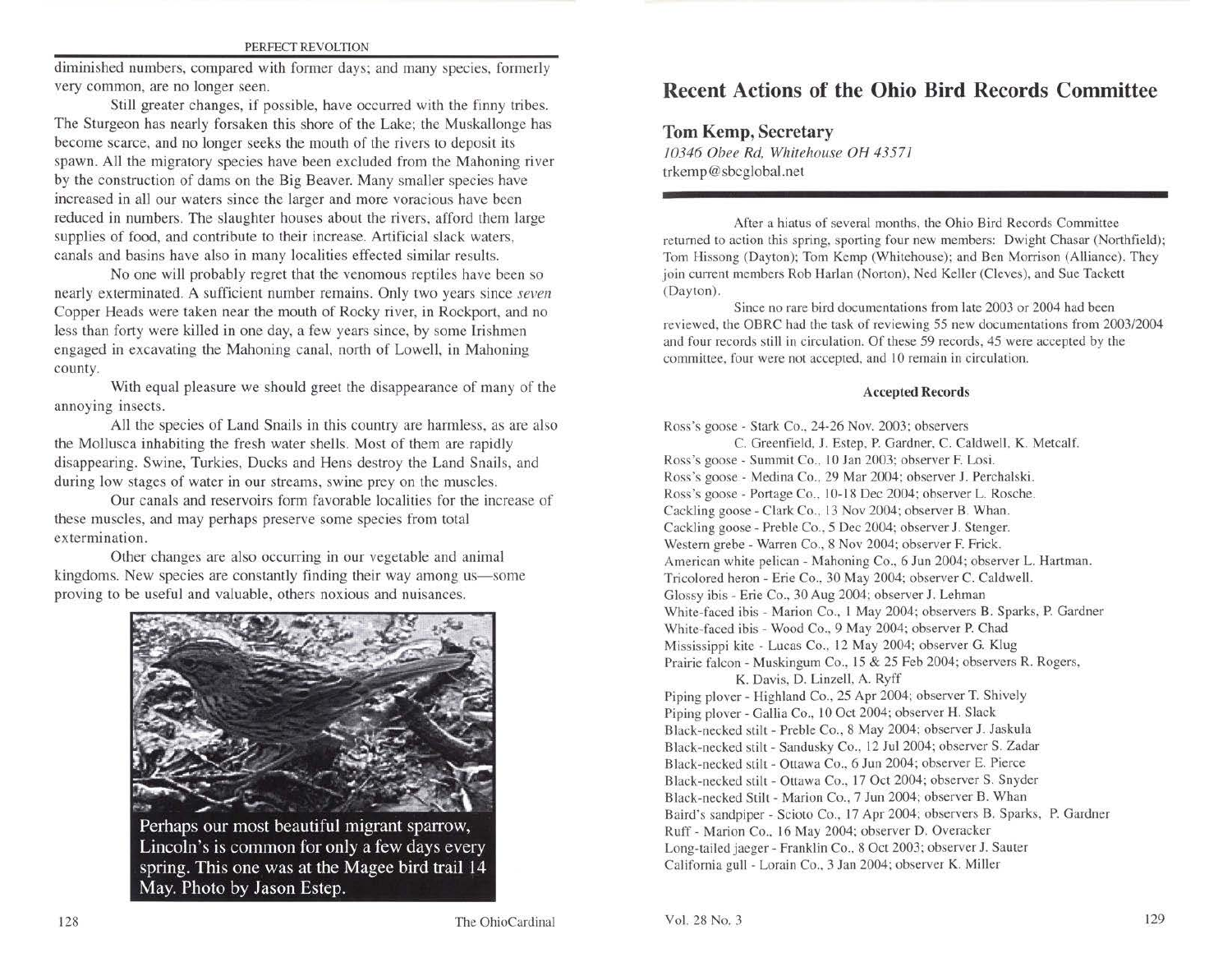diminished numbers, compared with former days; and many species, formerly very common, are no longer seen.

Still greater changes, if possible, have occurred with the finny tribes. The Sturgeon has nearly forsaken this shore of the Lake; the Muskallonge has become scarce, and no longer seeks the mouth of the rivers to deposit its spawn. All the migratory species have been excluded from the Mahoning river by the construction of dams on the Big Beaver. Many smaller species have increased in all our waters since the larger and more voracious have been reduced in numbers. The slaughter houses about the rivers, afford them large supplies of food, and contribute to their increase. Artificial slack waters, canals and basins have also in many localities effected similar results.

No one will probably regret that the venomous reptiles have been so nearly exterminated. A sufficient number remains. Only two years since *seven* Copper Heads were taken near the mouth of Rocky river, in Rockport, and no less than forty were killed in one day, a few years since, by some Irishmen engaged in excavating the Mahoning canal, north of Lowell, in Mahoning county.

With equal pleasure we should greet the disappearance of many of the annoying insects.

All the species of Land Snails in this country are harmless, as are also the Mollusca inhabiting the fresh water shells. Most of them are rapidly disappearing. Swine, Turkies, Ducks and Hens destroy the Land Snails, and during low stages of water in our streams, swine prey on the muscles.

Our canals and reservoirs form favorable localities for the increase of these muscles, and may perhaps preserve some species from total extermination.

Other changes are also occurring in our vegetable and animal kingdoms. New species are constantly finding their way among us—some proving to be useful and valuable, others noxious and nuisances.

Perhaps our most beautiful migrant sparrow, Lincoln's is common for only a few days every spring. This one was at the Magee bird trail 14 May. Photo by Jason Estep.

# Recent Actions of the Ohio Bird Records Committee

## Tom Kemp, Secretary

*10346 Obee Rd, Whitehouse OH 43571*
trkemp@sbcglobal.net

After a hiatus of several months, the Ohio Bird Records Committee returned to action this spring, sporting four new members: Dwight Chasar (Northfield); Tom Hissong (Dayton); Tom Kemp (Whitehouse); and Ben Morrison (Alliance). They join current members Rob Harlan (Norton), Ned Keller (Cleves), and Sue Tackett (Dayton).

Since no rare bird documentations from late 2003 or 2004 had been reviewed, the OBRC had the task of reviewing 55 new documentations from 2003/2004 and four records still in circulation. Of these 59 records, 45 were accepted by the committee, four were not accepted, and 10 remain in circulation.

### Accepted Records

Ross's goose - Stark Co., 24-26 Nov. 2003; observers C. Greenfield, J. Estep, P. Gardner, C. Caldwell, K. Metcalf.
Ross's goose - Summit Co., 10 Jan 2003; observer F. Losi.
Ross's goose - Medina Co., 29 Mar 2004; observer J. Perchalski.
Ross's goose - Portage Co., 10-18 Dec 2004; observer L. Rosche.
Cackling goose - Clark Co., 13 Nov 2004; observer B. Whan.
Cackling goose - Preble Co., 5 Dec 2004; observer J. Stenger.
Western grebe - Warren Co., 8 Nov 2004; observer F. Frick.
American white pelican - Mahoning Co., 6 Jun 2004; observer L. Hartman.
Tricolored heron - Erie Co., 30 May 2004; observer C. Caldwell.
Glossy ibis - Erie Co., 30 Aug 2004; observer J. Lehman
White-faced ibis - Marion Co., 1 May 2004; observers B. Sparks, P. Gardner
White-faced ibis - Wood Co., 9 May 2004; observer P. Chad
Mississippi kite - Lucas Co., 12 May 2004; observer G. Klug
Prairie falcon - Muskingum Co., 15 & 25 Feb 2004; observers R. Rogers, K. Davis, D. Linzell, A. Ryff
Piping plover - Highland Co., 25 Apr 2004; observer T. Shively
Piping plover - Gallia Co., 10 Oct 2004; observer H. Slack
Black-necked stilt - Preble Co., 8 May 2004; observer J. Jaskula
Black-necked stilt - Sandusky Co., 12 Jul 2004; observer S. Zadar
Black-necked stilt - Ottawa Co., 6 Jun 2004; observer E. Pierce
Black-necked stilt - Ottawa Co., 17 Oct 2004; observer S. Snyder
Black-necked Stilt - Marion Co., 7 Jun 2004; observer B. Whan
Baird's sandpiper - Scioto Co., 17 Apr 2004; observers B. Sparks, P. Gardner
Ruff - Marion Co., 16 May 2004; observer D. Overacker
Long-tailed jaeger - Franklin Co., 8 Oct 2003; observer J. Sauter
California gull - Lorain Co., 3 Jan 2004; observer K. Miller